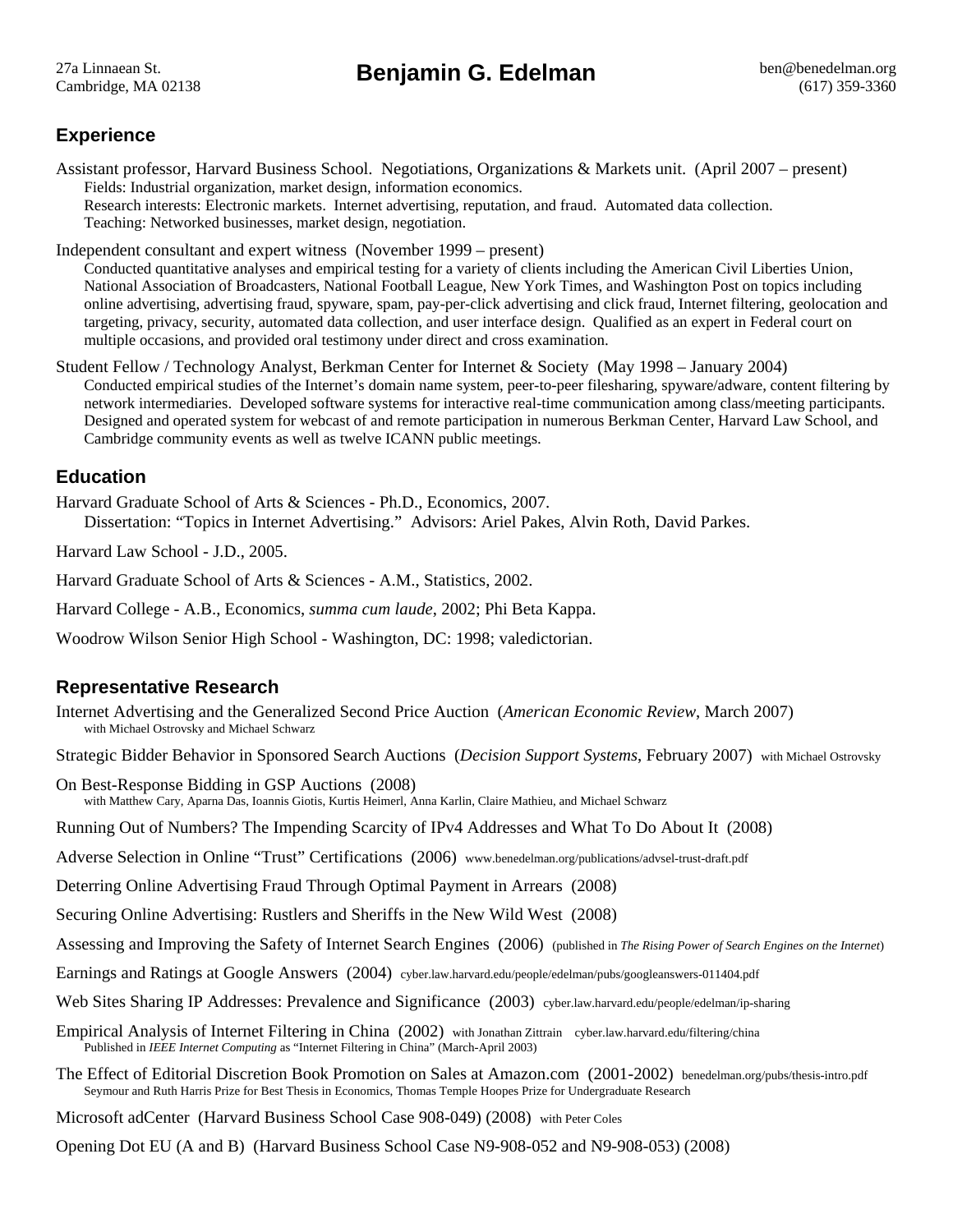27a Linnaean St.
Cambridge, MA 02138

# Benjamin G. Edelman

ben@benedelman.org
(617) 359-3360

## Experience

Assistant professor, Harvard Business School. Negotiations, Organizations & Markets unit. (April 2007 – present)
Fields: Industrial organization, market design, information economics.
Research interests: Electronic markets. Internet advertising, reputation, and fraud. Automated data collection.
Teaching: Networked businesses, market design, negotiation.

Independent consultant and expert witness (November 1999 – present)
Conducted quantitative analyses and empirical testing for a variety of clients including the American Civil Liberties Union, National Association of Broadcasters, National Football League, New York Times, and Washington Post on topics including online advertising, advertising fraud, spyware, spam, pay-per-click advertising and click fraud, Internet filtering, geolocation and targeting, privacy, security, automated data collection, and user interface design. Qualified as an expert in Federal court on multiple occasions, and provided oral testimony under direct and cross examination.

Student Fellow / Technology Analyst, Berkman Center for Internet & Society (May 1998 – January 2004)
Conducted empirical studies of the Internet's domain name system, peer-to-peer filesharing, spyware/adware, content filtering by network intermediaries. Developed software systems for interactive real-time communication among class/meeting participants. Designed and operated system for webcast of and remote participation in numerous Berkman Center, Harvard Law School, and Cambridge community events as well as twelve ICANN public meetings.

## Education

Harvard Graduate School of Arts & Sciences - Ph.D., Economics, 2007.
Dissertation: "Topics in Internet Advertising." Advisors: Ariel Pakes, Alvin Roth, David Parkes.

Harvard Law School - J.D., 2005.

Harvard Graduate School of Arts & Sciences - A.M., Statistics, 2002.

Harvard College - A.B., Economics, *summa cum laude*, 2002; Phi Beta Kappa.

Woodrow Wilson Senior High School - Washington, DC: 1998; valedictorian.

## Representative Research

Internet Advertising and the Generalized Second Price Auction (*American Economic Review*, March 2007)
with Michael Ostrovsky and Michael Schwarz

Strategic Bidder Behavior in Sponsored Search Auctions (*Decision Support Systems*, February 2007) with Michael Ostrovsky

On Best-Response Bidding in GSP Auctions (2008)
with Matthew Cary, Aparna Das, Ioannis Giotis, Kurtis Heimerl, Anna Karlin, Claire Mathieu, and Michael Schwarz

Running Out of Numbers? The Impending Scarcity of IPv4 Addresses and What To Do About It (2008)

Adverse Selection in Online "Trust" Certifications (2006) www.benedelman.org/publications/advsel-trust-draft.pdf

Deterring Online Advertising Fraud Through Optimal Payment in Arrears (2008)

Securing Online Advertising: Rustlers and Sheriffs in the New Wild West (2008)

Assessing and Improving the Safety of Internet Search Engines (2006) (published in *The Rising Power of Search Engines on the Internet*)

Earnings and Ratings at Google Answers (2004) cyber.law.harvard.edu/people/edelman/pubs/googleanswers-011404.pdf

Web Sites Sharing IP Addresses: Prevalence and Significance (2003) cyber.law.harvard.edu/people/edelman/ip-sharing

Empirical Analysis of Internet Filtering in China (2002) with Jonathan Zittrain cyber.law.harvard.edu/filtering/china
Published in *IEEE Internet Computing* as "Internet Filtering in China" (March-April 2003)

The Effect of Editorial Discretion Book Promotion on Sales at Amazon.com (2001-2002) benedelman.org/pubs/thesis-intro.pdf
Seymour and Ruth Harris Prize for Best Thesis in Economics, Thomas Temple Hoopes Prize for Undergraduate Research

Microsoft adCenter (Harvard Business School Case 908-049) (2008) with Peter Coles

Opening Dot EU (A and B) (Harvard Business School Case N9-908-052 and N9-908-053) (2008)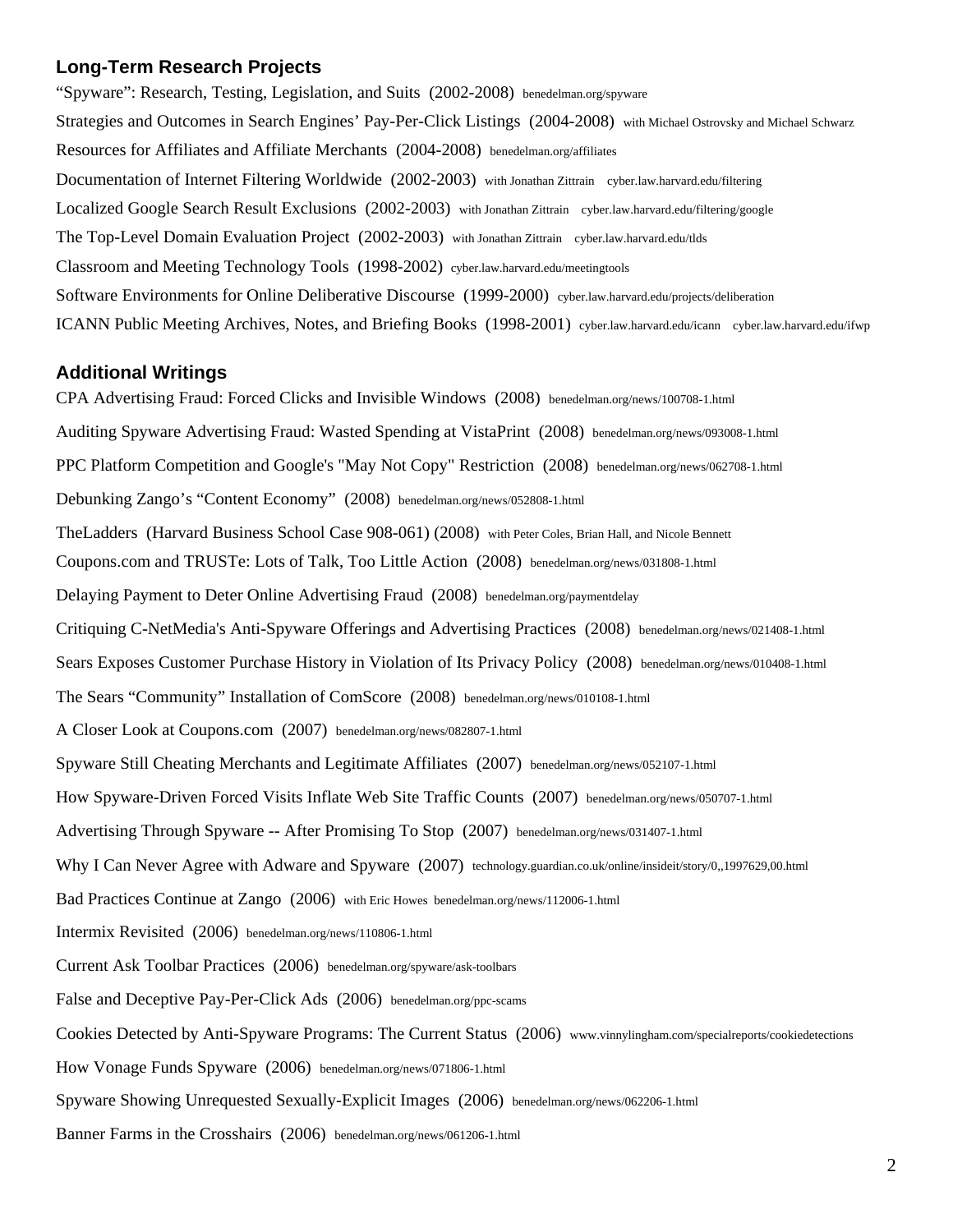## Long-Term Research Projects

"Spyware": Research, Testing, Legislation, and Suits (2002-2008) benedelman.org/spyware

Strategies and Outcomes in Search Engines' Pay-Per-Click Listings (2004-2008) with Michael Ostrovsky and Michael Schwarz

Resources for Affiliates and Affiliate Merchants (2004-2008) benedelman.org/affiliates

Documentation of Internet Filtering Worldwide (2002-2003) with Jonathan Zittrain cyber.law.harvard.edu/filtering

Localized Google Search Result Exclusions (2002-2003) with Jonathan Zittrain cyber.law.harvard.edu/filtering/google

The Top-Level Domain Evaluation Project (2002-2003) with Jonathan Zittrain cyber.law.harvard.edu/tlds

Classroom and Meeting Technology Tools (1998-2002) cyber.law.harvard.edu/meetingtools

Software Environments for Online Deliberative Discourse (1999-2000) cyber.law.harvard.edu/projects/deliberation

ICANN Public Meeting Archives, Notes, and Briefing Books (1998-2001) cyber.law.harvard.edu/icann cyber.law.harvard.edu/ifwp

## Additional Writings

CPA Advertising Fraud: Forced Clicks and Invisible Windows (2008) benedelman.org/news/100708-1.html

Auditing Spyware Advertising Fraud: Wasted Spending at VistaPrint (2008) benedelman.org/news/093008-1.html

PPC Platform Competition and Google's "May Not Copy" Restriction (2008) benedelman.org/news/062708-1.html

Debunking Zango's "Content Economy" (2008) benedelman.org/news/052808-1.html

TheLadders (Harvard Business School Case 908-061) (2008) with Peter Coles, Brian Hall, and Nicole Bennett

Coupons.com and TRUSTe: Lots of Talk, Too Little Action (2008) benedelman.org/news/031808-1.html

Delaying Payment to Deter Online Advertising Fraud (2008) benedelman.org/paymentdelay

Critiquing C-NetMedia's Anti-Spyware Offerings and Advertising Practices (2008) benedelman.org/news/021408-1.html

Sears Exposes Customer Purchase History in Violation of Its Privacy Policy (2008) benedelman.org/news/010408-1.html

The Sears "Community" Installation of ComScore (2008) benedelman.org/news/010108-1.html

A Closer Look at Coupons.com (2007) benedelman.org/news/082807-1.html

Spyware Still Cheating Merchants and Legitimate Affiliates (2007) benedelman.org/news/052107-1.html

How Spyware-Driven Forced Visits Inflate Web Site Traffic Counts (2007) benedelman.org/news/050707-1.html

Advertising Through Spyware -- After Promising To Stop (2007) benedelman.org/news/031407-1.html

Why I Can Never Agree with Adware and Spyware (2007) technology.guardian.co.uk/online/insideit/story/0,,1997629,00.html

Bad Practices Continue at Zango (2006) with Eric Howes benedelman.org/news/112006-1.html

Intermix Revisited (2006) benedelman.org/news/110806-1.html

Current Ask Toolbar Practices (2006) benedelman.org/spyware/ask-toolbars

False and Deceptive Pay-Per-Click Ads (2006) benedelman.org/ppc-scams

Cookies Detected by Anti-Spyware Programs: The Current Status (2006) www.vinnylingham.com/specialreports/cookiedetections

How Vonage Funds Spyware (2006) benedelman.org/news/071806-1.html

Spyware Showing Unrequested Sexually-Explicit Images (2006) benedelman.org/news/062206-1.html

Banner Farms in the Crosshairs (2006) benedelman.org/news/061206-1.html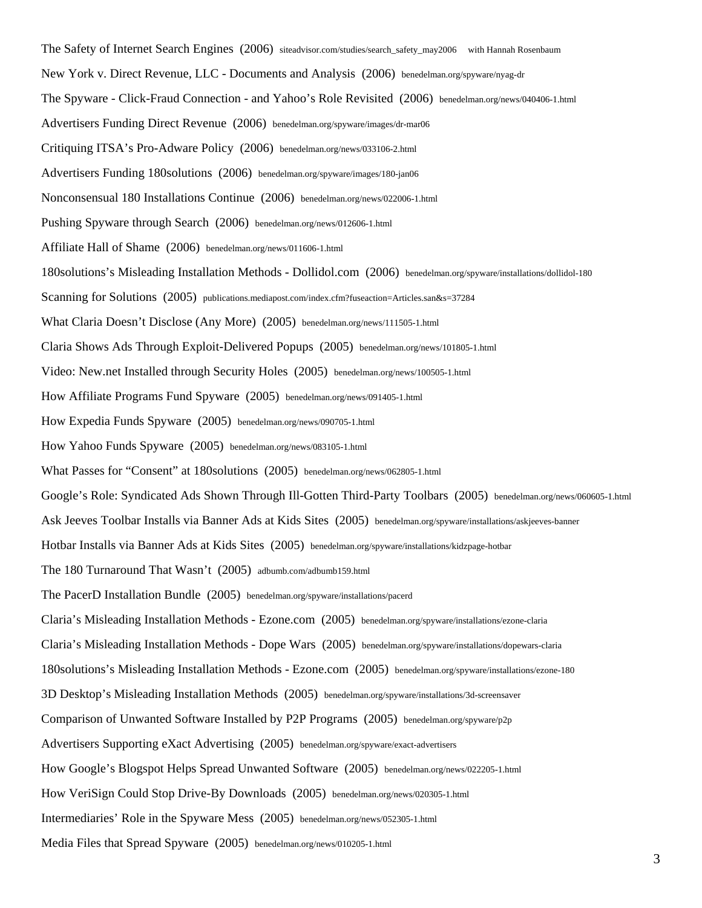The Safety of Internet Search Engines (2006) siteadvisor.com/studies/search_safety_may2006 with Hannah Rosenbaum

New York v. Direct Revenue, LLC - Documents and Analysis (2006) benedelman.org/spyware/nyag-dr

The Spyware - Click-Fraud Connection - and Yahoo's Role Revisited (2006) benedelman.org/news/040406-1.html

Advertisers Funding Direct Revenue (2006) benedelman.org/spyware/images/dr-mar06

Critiquing ITSA's Pro-Adware Policy (2006) benedelman.org/news/033106-2.html

Advertisers Funding 180solutions (2006) benedelman.org/spyware/images/180-jan06

Nonconsensual 180 Installations Continue (2006) benedelman.org/news/022006-1.html

Pushing Spyware through Search (2006) benedelman.org/news/012606-1.html

Affiliate Hall of Shame (2006) benedelman.org/news/011606-1.html

180solutions's Misleading Installation Methods - Dollidol.com (2006) benedelman.org/spyware/installations/dollidol-180

Scanning for Solutions (2005) publications.mediapost.com/index.cfm?fuseaction=Articles.san&s=37284

What Claria Doesn't Disclose (Any More) (2005) benedelman.org/news/111505-1.html

Claria Shows Ads Through Exploit-Delivered Popups (2005) benedelman.org/news/101805-1.html

Video: New.net Installed through Security Holes (2005) benedelman.org/news/100505-1.html

How Affiliate Programs Fund Spyware (2005) benedelman.org/news/091405-1.html

How Expedia Funds Spyware (2005) benedelman.org/news/090705-1.html

How Yahoo Funds Spyware (2005) benedelman.org/news/083105-1.html

What Passes for "Consent" at 180solutions (2005) benedelman.org/news/062805-1.html

Google's Role: Syndicated Ads Shown Through Ill-Gotten Third-Party Toolbars (2005) benedelman.org/news/060605-1.html

Ask Jeeves Toolbar Installs via Banner Ads at Kids Sites (2005) benedelman.org/spyware/installations/askjeeves-banner

Hotbar Installs via Banner Ads at Kids Sites (2005) benedelman.org/spyware/installations/kidzpage-hotbar

The 180 Turnaround That Wasn't (2005) adbumb.com/adbumb159.html

The PacerD Installation Bundle (2005) benedelman.org/spyware/installations/pacerd

Claria's Misleading Installation Methods - Ezone.com (2005) benedelman.org/spyware/installations/ezone-claria

Claria's Misleading Installation Methods - Dope Wars (2005) benedelman.org/spyware/installations/dopewars-claria

180solutions's Misleading Installation Methods - Ezone.com (2005) benedelman.org/spyware/installations/ezone-180

3D Desktop's Misleading Installation Methods (2005) benedelman.org/spyware/installations/3d-screensaver

Comparison of Unwanted Software Installed by P2P Programs (2005) benedelman.org/spyware/p2p

Advertisers Supporting eXact Advertising (2005) benedelman.org/spyware/exact-advertisers

How Google's Blogspot Helps Spread Unwanted Software (2005) benedelman.org/news/022205-1.html

How VeriSign Could Stop Drive-By Downloads (2005) benedelman.org/news/020305-1.html

Intermediaries' Role in the Spyware Mess (2005) benedelman.org/news/052305-1.html

Media Files that Spread Spyware (2005) benedelman.org/news/010205-1.html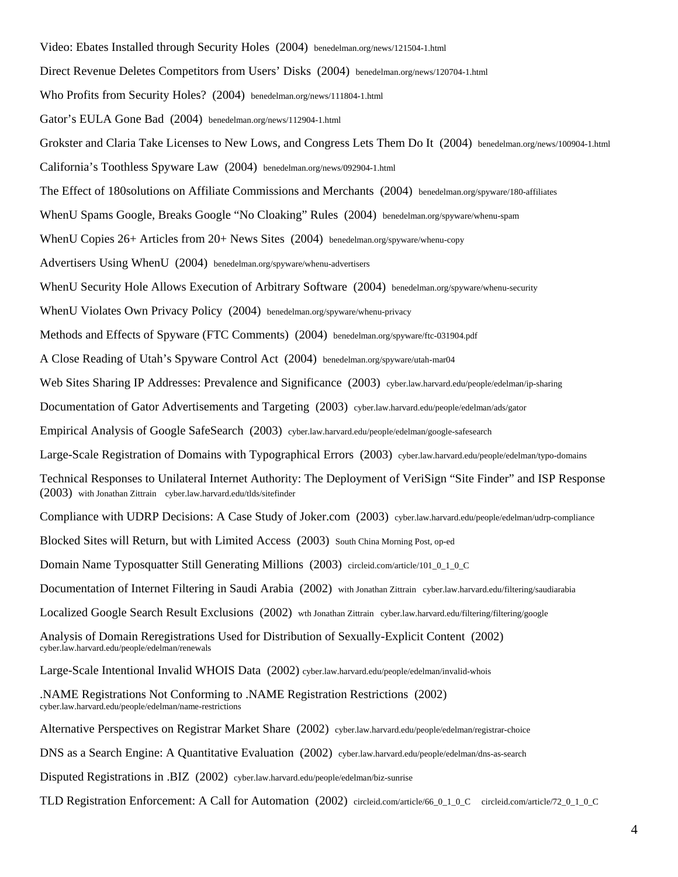Video: Ebates Installed through Security Holes (2004) benedelman.org/news/121504-1.html

Direct Revenue Deletes Competitors from Users' Disks (2004) benedelman.org/news/120704-1.html

Who Profits from Security Holes? (2004) benedelman.org/news/111804-1.html

Gator's EULA Gone Bad (2004) benedelman.org/news/112904-1.html

Grokster and Claria Take Licenses to New Lows, and Congress Lets Them Do It (2004) benedelman.org/news/100904-1.html

California's Toothless Spyware Law (2004) benedelman.org/news/092904-1.html

The Effect of 180solutions on Affiliate Commissions and Merchants (2004) benedelman.org/spyware/180-affiliates

WhenU Spams Google, Breaks Google "No Cloaking" Rules (2004) benedelman.org/spyware/whenu-spam

WhenU Copies 26+ Articles from 20+ News Sites (2004) benedelman.org/spyware/whenu-copy

Advertisers Using WhenU (2004) benedelman.org/spyware/whenu-advertisers

WhenU Security Hole Allows Execution of Arbitrary Software (2004) benedelman.org/spyware/whenu-security

WhenU Violates Own Privacy Policy (2004) benedelman.org/spyware/whenu-privacy

Methods and Effects of Spyware (FTC Comments) (2004) benedelman.org/spyware/ftc-031904.pdf

A Close Reading of Utah's Spyware Control Act (2004) benedelman.org/spyware/utah-mar04

Web Sites Sharing IP Addresses: Prevalence and Significance (2003) cyber.law.harvard.edu/people/edelman/ip-sharing

Documentation of Gator Advertisements and Targeting (2003) cyber.law.harvard.edu/people/edelman/ads/gator

Empirical Analysis of Google SafeSearch (2003) cyber.law.harvard.edu/people/edelman/google-safesearch

Large-Scale Registration of Domains with Typographical Errors (2003) cyber.law.harvard.edu/people/edelman/typo-domains

Technical Responses to Unilateral Internet Authority: The Deployment of VeriSign "Site Finder" and ISP Response (2003) with Jonathan Zittrain cyber.law.harvard.edu/tlds/sitefinder

Compliance with UDRP Decisions: A Case Study of Joker.com (2003) cyber.law.harvard.edu/people/edelman/udrp-compliance

Blocked Sites will Return, but with Limited Access (2003) South China Morning Post, op-ed

Domain Name Typosquatter Still Generating Millions (2003) circleid.com/article/101_0_1_0_C

Documentation of Internet Filtering in Saudi Arabia (2002) with Jonathan Zittrain cyber.law.harvard.edu/filtering/saudiarabia

Localized Google Search Result Exclusions (2002) wth Jonathan Zittrain cyber.law.harvard.edu/filtering/filtering/google

Analysis of Domain Reregistrations Used for Distribution of Sexually-Explicit Content (2002) cyber.law.harvard.edu/people/edelman/renewals

Large-Scale Intentional Invalid WHOIS Data (2002) cyber.law.harvard.edu/people/edelman/invalid-whois

.NAME Registrations Not Conforming to .NAME Registration Restrictions (2002) cyber.law.harvard.edu/people/edelman/name-restrictions

Alternative Perspectives on Registrar Market Share (2002) cyber.law.harvard.edu/people/edelman/registrar-choice

DNS as a Search Engine: A Quantitative Evaluation (2002) cyber.law.harvard.edu/people/edelman/dns-as-search

Disputed Registrations in .BIZ (2002) cyber.law.harvard.edu/people/edelman/biz-sunrise

TLD Registration Enforcement: A Call for Automation (2002) circleid.com/article/66_0_1_0_C circleid.com/article/72_0_1_0_C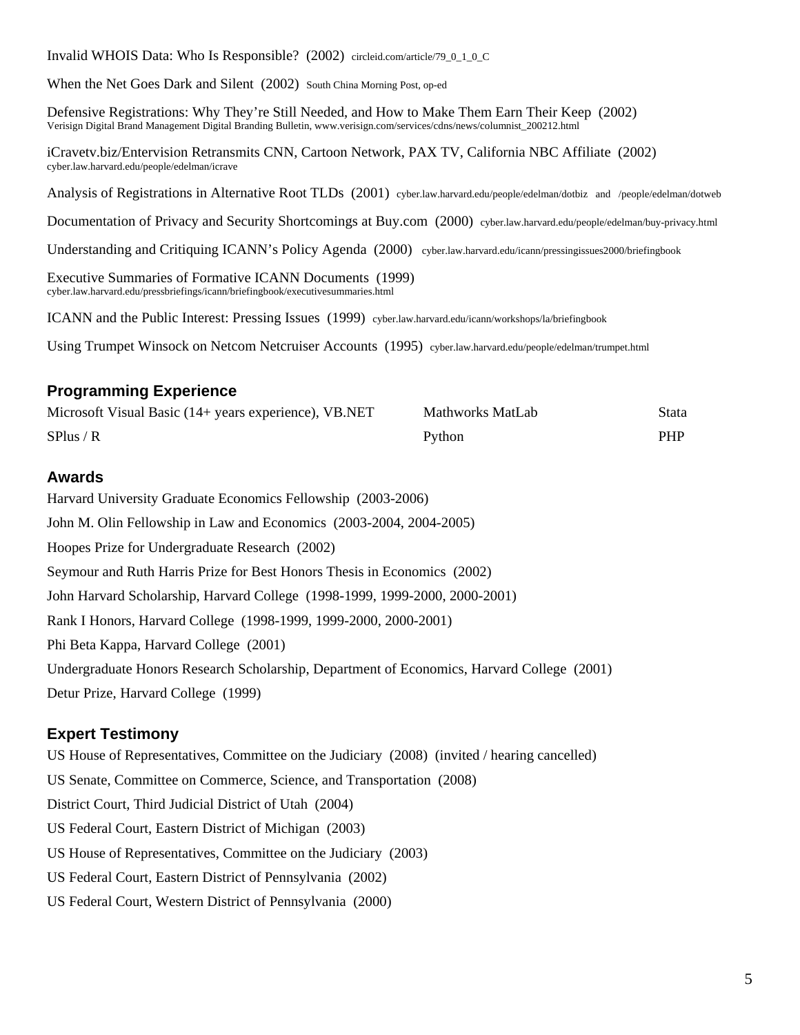Invalid WHOIS Data: Who Is Responsible? (2002) circleid.com/article/79_0_1_0_C

When the Net Goes Dark and Silent (2002) South China Morning Post, op-ed

Defensive Registrations: Why They're Still Needed, and How to Make Them Earn Their Keep (2002)
Verisign Digital Brand Management Digital Branding Bulletin, www.verisign.com/services/cdns/news/columnist_200212.html

iCravetv.biz/Entervision Retransmits CNN, Cartoon Network, PAX TV, California NBC Affiliate (2002)
cyber.law.harvard.edu/people/edelman/icrave

Analysis of Registrations in Alternative Root TLDs (2001) cyber.law.harvard.edu/people/edelman/dotbiz and /people/edelman/dotweb

Documentation of Privacy and Security Shortcomings at Buy.com (2000) cyber.law.harvard.edu/people/edelman/buy-privacy.html

Understanding and Critiquing ICANN's Policy Agenda (2000) cyber.law.harvard.edu/icann/pressingissues2000/briefingbook

Executive Summaries of Formative ICANN Documents (1999)
cyber.law.harvard.edu/pressbriefings/icann/briefingbook/executivesummaries.html

ICANN and the Public Interest: Pressing Issues (1999) cyber.law.harvard.edu/icann/workshops/la/briefingbook

Using Trumpet Winsock on Netcom Netcruiser Accounts (1995) cyber.law.harvard.edu/people/edelman/trumpet.html

## Programming Experience

| | | |
|---|---|---|
| Microsoft Visual Basic (14+ years experience), VB.NET | Mathworks MatLab | Stata |
| SPlus / R | Python | PHP |

## Awards

Harvard University Graduate Economics Fellowship (2003-2006)

John M. Olin Fellowship in Law and Economics (2003-2004, 2004-2005)

Hoopes Prize for Undergraduate Research (2002)

Seymour and Ruth Harris Prize for Best Honors Thesis in Economics (2002)

John Harvard Scholarship, Harvard College (1998-1999, 1999-2000, 2000-2001)

Rank I Honors, Harvard College (1998-1999, 1999-2000, 2000-2001)

Phi Beta Kappa, Harvard College (2001)

Undergraduate Honors Research Scholarship, Department of Economics, Harvard College (2001)

Detur Prize, Harvard College (1999)

## Expert Testimony

US House of Representatives, Committee on the Judiciary (2008) (invited / hearing cancelled)

US Senate, Committee on Commerce, Science, and Transportation (2008)

District Court, Third Judicial District of Utah (2004)

US Federal Court, Eastern District of Michigan (2003)

US House of Representatives, Committee on the Judiciary (2003)

US Federal Court, Eastern District of Pennsylvania (2002)

US Federal Court, Western District of Pennsylvania (2000)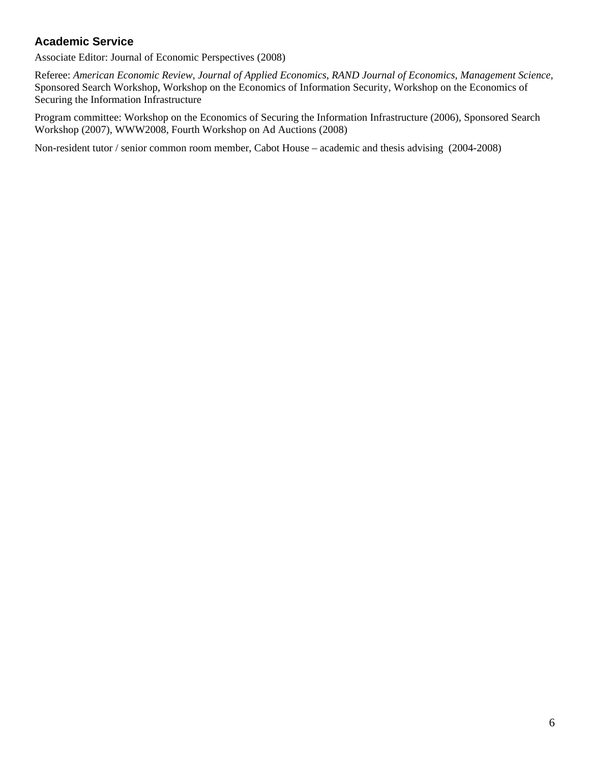### Academic Service

Associate Editor: Journal of Economic Perspectives (2008)

Referee: *American Economic Review*, *Journal of Applied Economics*, *RAND Journal of Economics*, *Management Science*, Sponsored Search Workshop, Workshop on the Economics of Information Security, Workshop on the Economics of Securing the Information Infrastructure

Program committee: Workshop on the Economics of Securing the Information Infrastructure (2006), Sponsored Search Workshop (2007), WWW2008, Fourth Workshop on Ad Auctions (2008)

Non-resident tutor / senior common room member, Cabot House – academic and thesis advising (2004-2008)